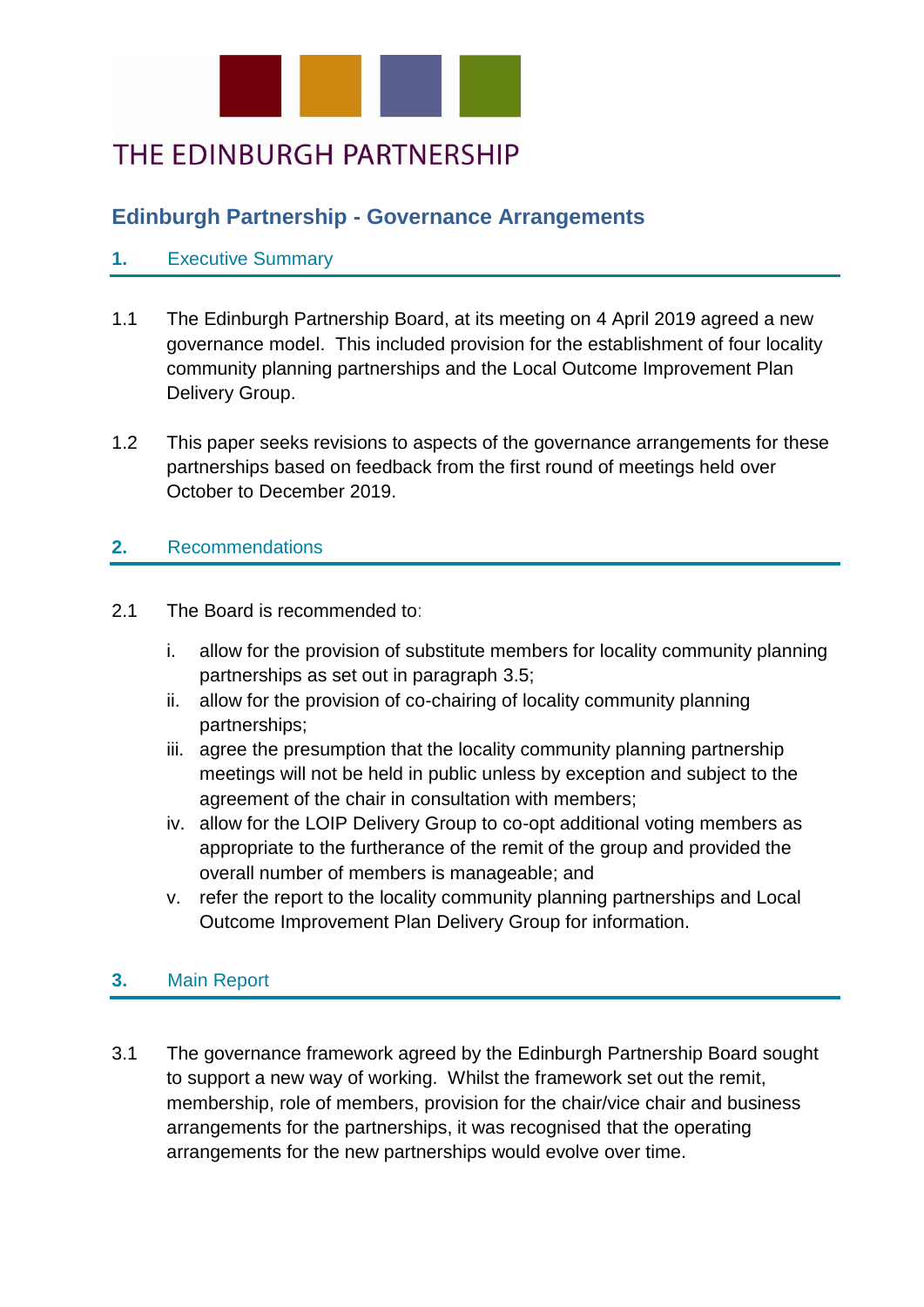THE EDINBURGH PARTNERSHIP

# Edinburgh Partnership - Governance Arrangements

## 1. Executive Summary

1.1 The Edinburgh Partnership Board, at its meeting on 4 April 2019 agreed a new governance model. This included provision for the establishment of four locality community planning partnerships and the Local Outcome Improvement Plan Delivery Group.

1.2 This paper seeks revisions to aspects of the governance arrangements for these partnerships based on feedback from the first round of meetings held over October to December 2019.

## 2. Recommendations

2.1 The Board is recommended to:

i. allow for the provision of substitute members for locality community planning partnerships as set out in paragraph 3.5;
ii. allow for the provision of co-chairing of locality community planning partnerships;
iii. agree the presumption that the locality community planning partnership meetings will not be held in public unless by exception and subject to the agreement of the chair in consultation with members;
iv. allow for the LOIP Delivery Group to co-opt additional voting members as appropriate to the furtherance of the remit of the group and provided the overall number of members is manageable; and
v. refer the report to the locality community planning partnerships and Local Outcome Improvement Plan Delivery Group for information.

## 3. Main Report

3.1 The governance framework agreed by the Edinburgh Partnership Board sought to support a new way of working. Whilst the framework set out the remit, membership, role of members, provision for the chair/vice chair and business arrangements for the partnerships, it was recognised that the operating arrangements for the new partnerships would evolve over time.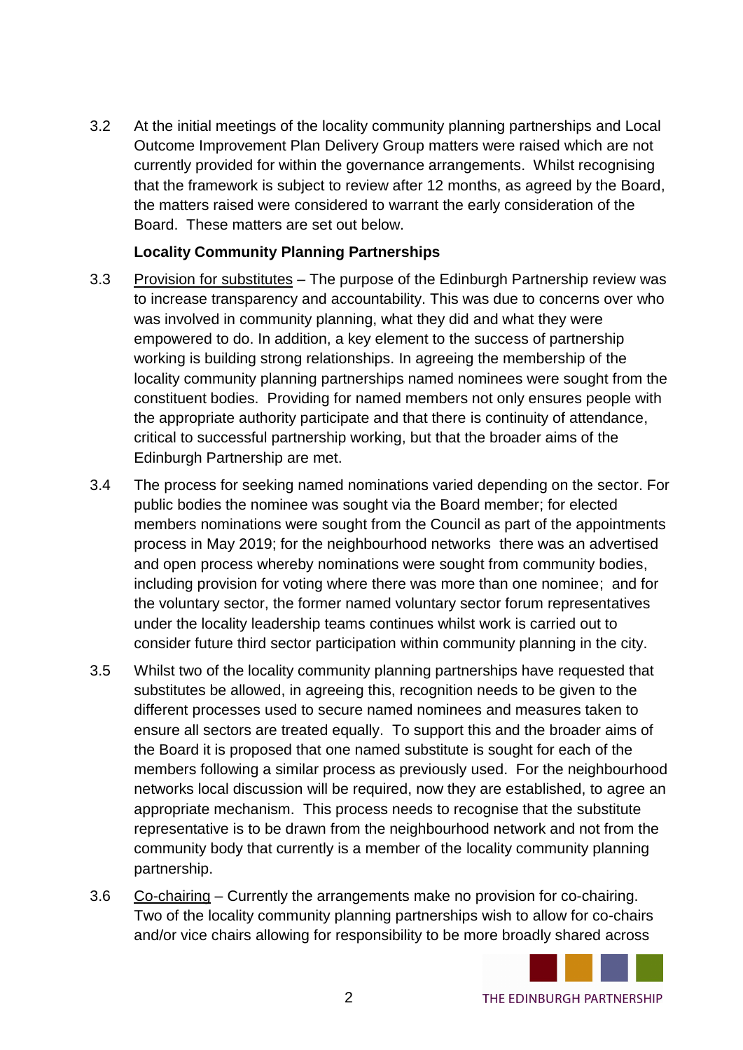3.2 At the initial meetings of the locality community planning partnerships and Local Outcome Improvement Plan Delivery Group matters were raised which are not currently provided for within the governance arrangements. Whilst recognising that the framework is subject to review after 12 months, as agreed by the Board, the matters raised were considered to warrant the early consideration of the Board. These matters are set out below.

**Locality Community Planning Partnerships**

3.3 Provision for substitutes – The purpose of the Edinburgh Partnership review was to increase transparency and accountability. This was due to concerns over who was involved in community planning, what they did and what they were empowered to do. In addition, a key element to the success of partnership working is building strong relationships. In agreeing the membership of the locality community planning partnerships named nominees were sought from the constituent bodies. Providing for named members not only ensures people with the appropriate authority participate and that there is continuity of attendance, critical to successful partnership working, but that the broader aims of the Edinburgh Partnership are met.

3.4 The process for seeking named nominations varied depending on the sector. For public bodies the nominee was sought via the Board member; for elected members nominations were sought from the Council as part of the appointments process in May 2019; for the neighbourhood networks there was an advertised and open process whereby nominations were sought from community bodies, including provision for voting where there was more than one nominee; and for the voluntary sector, the former named voluntary sector forum representatives under the locality leadership teams continues whilst work is carried out to consider future third sector participation within community planning in the city.

3.5 Whilst two of the locality community planning partnerships have requested that substitutes be allowed, in agreeing this, recognition needs to be given to the different processes used to secure named nominees and measures taken to ensure all sectors are treated equally. To support this and the broader aims of the Board it is proposed that one named substitute is sought for each of the members following a similar process as previously used. For the neighbourhood networks local discussion will be required, now they are established, to agree an appropriate mechanism. This process needs to recognise that the substitute representative is to be drawn from the neighbourhood network and not from the community body that currently is a member of the locality community planning partnership.

3.6 Co-chairing – Currently the arrangements make no provision for co-chairing. Two of the locality community planning partnerships wish to allow for co-chairs and/or vice chairs allowing for responsibility to be more broadly shared across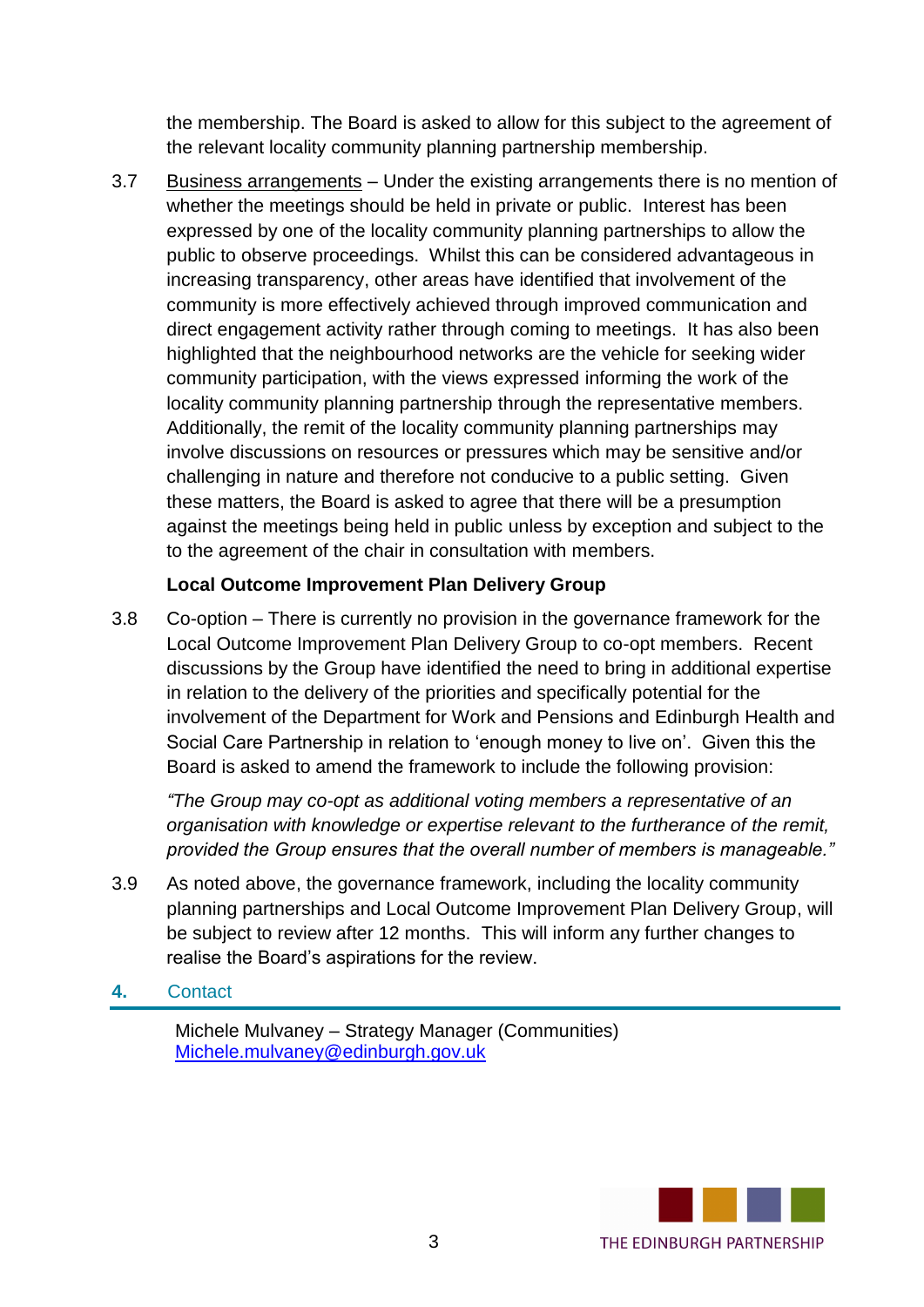the membership. The Board is asked to allow for this subject to the agreement of the relevant locality community planning partnership membership.

3.7 Business arrangements – Under the existing arrangements there is no mention of whether the meetings should be held in private or public. Interest has been expressed by one of the locality community planning partnerships to allow the public to observe proceedings. Whilst this can be considered advantageous in increasing transparency, other areas have identified that involvement of the community is more effectively achieved through improved communication and direct engagement activity rather through coming to meetings. It has also been highlighted that the neighbourhood networks are the vehicle for seeking wider community participation, with the views expressed informing the work of the locality community planning partnership through the representative members. Additionally, the remit of the locality community planning partnerships may involve discussions on resources or pressures which may be sensitive and/or challenging in nature and therefore not conducive to a public setting. Given these matters, the Board is asked to agree that there will be a presumption against the meetings being held in public unless by exception and subject to the to the agreement of the chair in consultation with members.

**Local Outcome Improvement Plan Delivery Group**

3.8 Co-option – There is currently no provision in the governance framework for the Local Outcome Improvement Plan Delivery Group to co-opt members. Recent discussions by the Group have identified the need to bring in additional expertise in relation to the delivery of the priorities and specifically potential for the involvement of the Department for Work and Pensions and Edinburgh Health and Social Care Partnership in relation to 'enough money to live on'. Given this the Board is asked to amend the framework to include the following provision:

*"The Group may co-opt as additional voting members a representative of an organisation with knowledge or expertise relevant to the furtherance of the remit, provided the Group ensures that the overall number of members is manageable."*

3.9 As noted above, the governance framework, including the locality community planning partnerships and Local Outcome Improvement Plan Delivery Group, will be subject to review after 12 months. This will inform any further changes to realise the Board's aspirations for the review.

## 4. Contact

Michele Mulvaney – Strategy Manager (Communities)
Michele.mulvaney@edinburgh.gov.uk